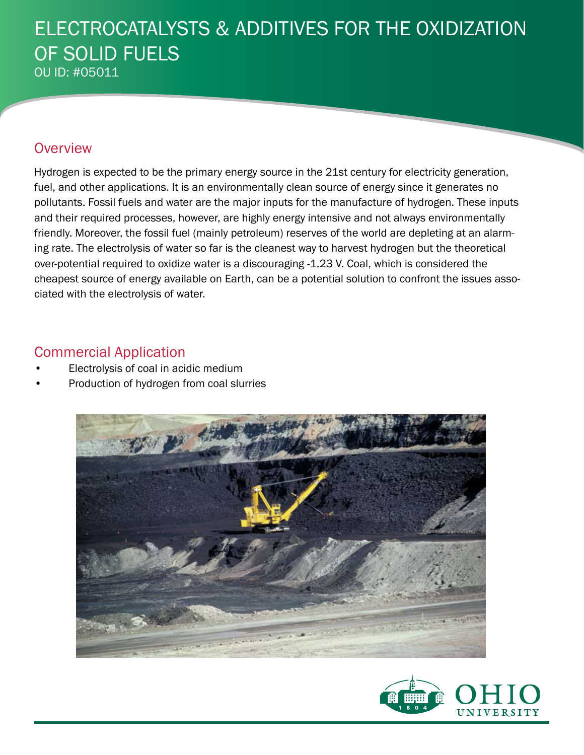# ELECTROCATALYSTS & ADDITIVES FOR THE OXIDIZATION OF SOLID FUELS

OU ID: #05011

## Overview

Hydrogen is expected to be the primary energy source in the 21st century for electricity generation, fuel, and other applications. It is an environmentally clean source of energy since it generates no pollutants. Fossil fuels and water are the major inputs for the manufacture of hydrogen. These inputs and their required processes, however, are highly energy intensive and not always environmentally friendly. Moreover, the fossil fuel (mainly petroleum) reserves of the world are depleting at an alarming rate. The electrolysis of water so far is the cleanest way to harvest hydrogen but the theoretical over-potential required to oxidize water is a discouraging -1.23 V. Coal, which is considered the cheapest source of energy available on Earth, can be a potential solution to confront the issues associated with the electrolysis of water.

## Commercial Application

- Electrolysis of coal in acidic medium
- Production of hydrogen from coal slurries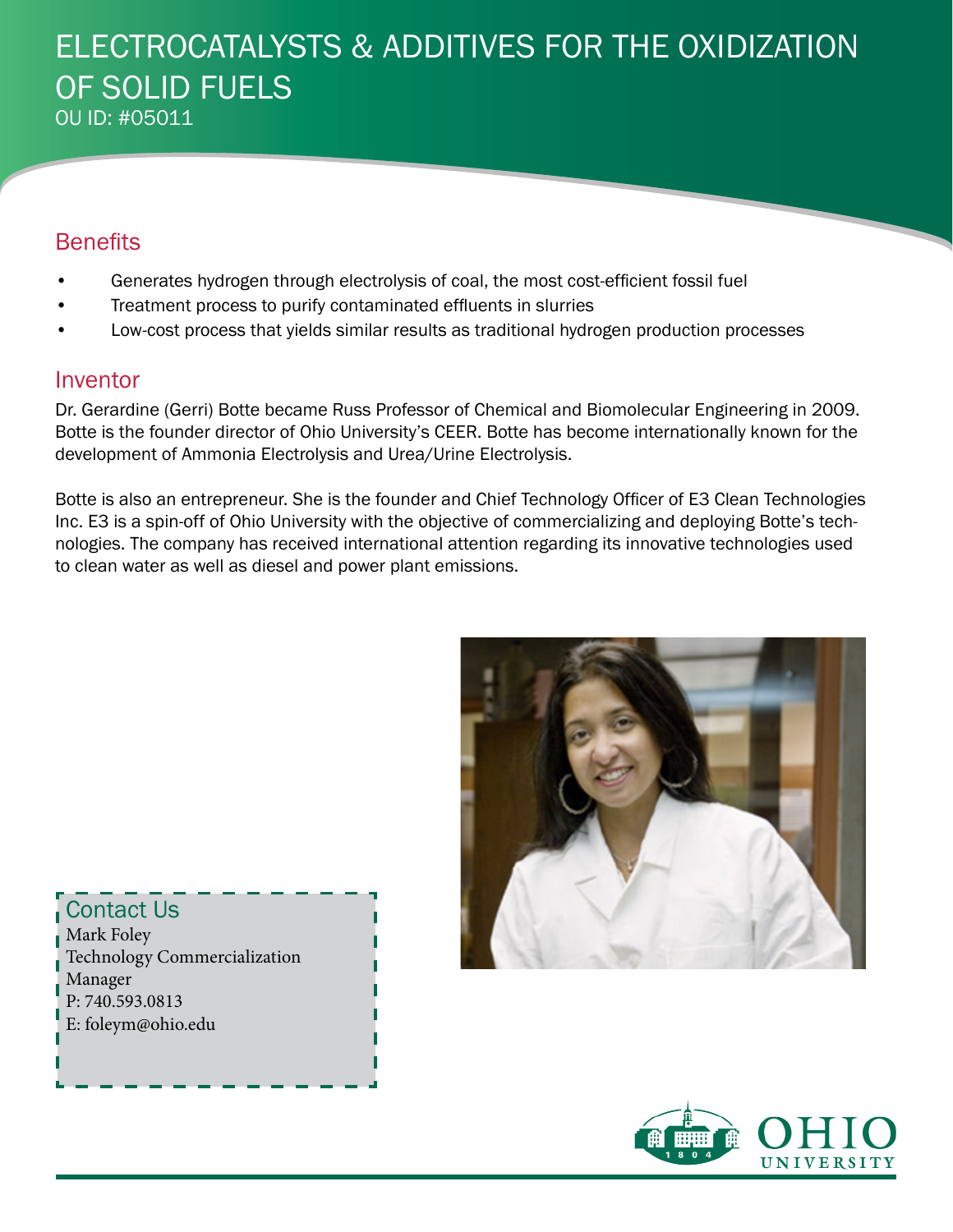# ELECTROCATALYSTS & ADDITIVES FOR THE OXIDIZATION OF SOLID FUELS

OU ID: #05011

## Benefits

- Generates hydrogen through electrolysis of coal, the most cost-efficient fossil fuel
- Treatment process to purify contaminated effluents in slurries
- Low-cost process that yields similar results as traditional hydrogen production processes

## Inventor

Dr. Gerardine (Gerri) Botte became Russ Professor of Chemical and Biomolecular Engineering in 2009. Botte is the founder director of Ohio University's CEER. Botte has become internationally known for the development of Ammonia Electrolysis and Urea/Urine Electrolysis.

Botte is also an entrepreneur. She is the founder and Chief Technology Officer of E3 Clean Technologies Inc. E3 is a spin-off of Ohio University with the objective of commercializing and deploying Botte's technologies. The company has received international attention regarding its innovative technologies used to clean water as well as diesel and power plant emissions.

## Contact Us

Mark Foley
Technology Commercialization Manager
P: 740.593.0813
E: foleym@ohio.edu